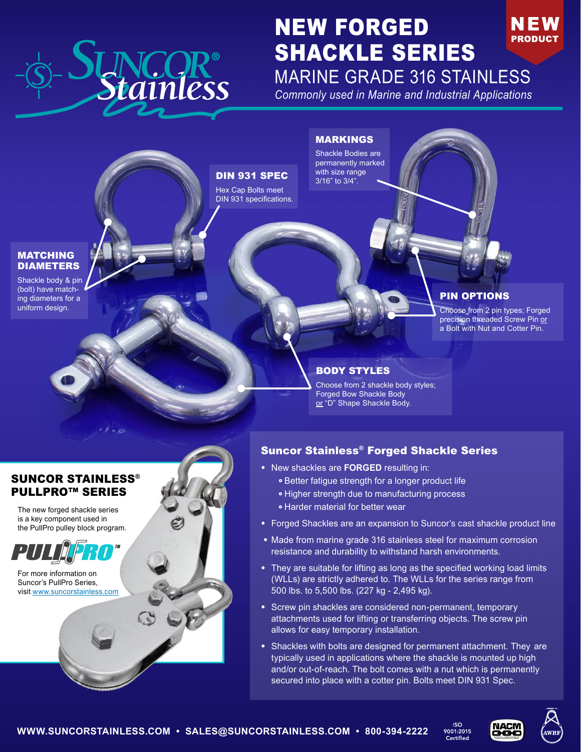Suncor® Stainless

NEW PRODUCT

# NEW FORGED SHACKLE SERIES

## MARINE GRADE 316 STAINLESS

*Commonly used in Marine and Industrial Applications*

### MARKINGS

Shackle Bodies are permanently marked with size range 3/16" to 3/4".

### DIN 931 SPEC

Hex Cap Bolts meet DIN 931 specifications.

### MATCHING DIAMETERS

Shackle body & pin (bolt) have matching diameters for a uniform design.

### PIN OPTIONS

Choose from 2 pin types; Forged precision threaded Screw Pin or a Bolt with Nut and Cotter Pin.

### BODY STYLES

Choose from 2 shackle body styles; Forged Bow Shackle Body or "D" Shape Shackle Body.

## SUNCOR STAINLESS® PULLPRO™ SERIES

The new forged shackle series is a key component used in the PullPro pulley block program.

PULLPRO™

For more information on Suncor's PullPro Series, visit www.suncorstainless.com

## Suncor Stainless® Forged Shackle Series

- New shackles are **FORGED** resulting in:
  - Better fatigue strength for a longer product life
  - Higher strength due to manufacturing process
  - Harder material for better wear
- Forged Shackles are an expansion to Suncor's cast shackle product line
- Made from marine grade 316 stainless steel for maximum corrosion resistance and durability to withstand harsh environments.
- They are suitable for lifting as long as the specified working load limits (WLLs) are strictly adhered to. The WLLs for the series range from 500 lbs. to 5,500 lbs. (227 kg - 2,495 kg).
- Screw pin shackles are considered non-permanent, temporary attachments used for lifting or transferring objects. The screw pin allows for easy temporary installation.
- Shackles with bolts are designed for permanent attachment. They are typically used in applications where the shackle is mounted up high and/or out-of-reach. The bolt comes with a nut which is permanently secured into place with a cotter pin. Bolts meet DIN 931 Spec.

WWW.SUNCORSTAINLESS.COM • SALES@SUNCORSTAINLESS.COM • 800-394-2222

ISO 9001:2015 Certified

NACM

AWRF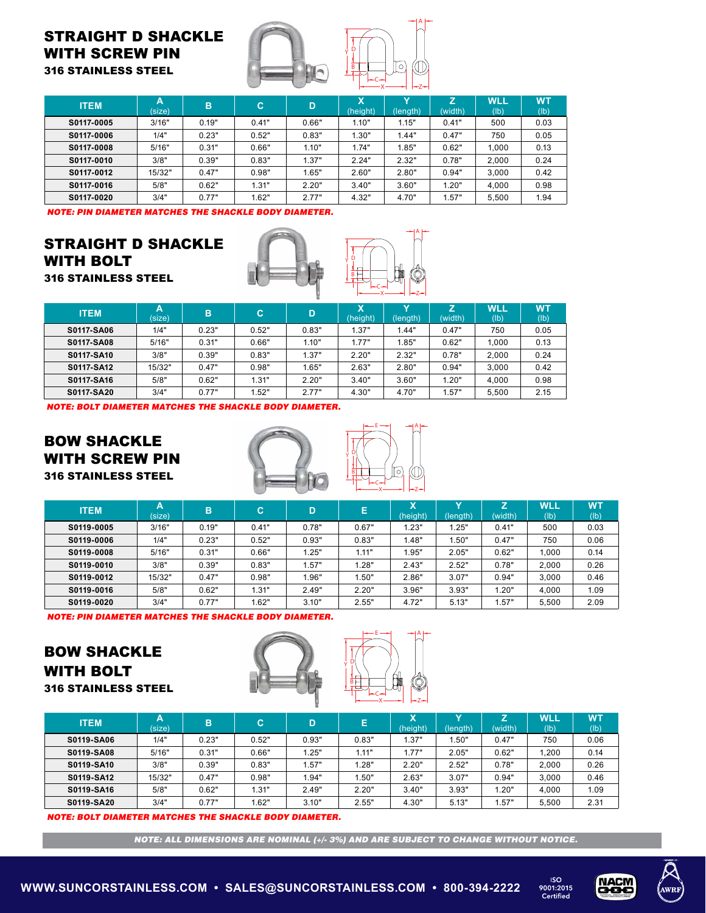## STRAIGHT D SHACKLE WITH SCREW PIN

**316 STAINLESS STEEL**

| ITEM | A (size) | B | C | D | X (height) | Y (length) | Z (width) | WLL (lb) | WT (lb) |
|---|---|---|---|---|---|---|---|---|---|
| S0117-0005 | 3/16" | 0.19" | 0.41" | 0.66" | 1.10" | 1.15" | 0.41" | 500 | 0.03 |
| S0117-0006 | 1/4" | 0.23" | 0.52" | 0.83" | 1.30" | 1.44" | 0.47" | 750 | 0.05 |
| S0117-0008 | 5/16" | 0.31" | 0.66" | 1.10" | 1.74" | 1.85" | 0.62" | 1,000 | 0.13 |
| S0117-0010 | 3/8" | 0.39" | 0.83" | 1.37" | 2.24" | 2.32" | 0.78" | 2,000 | 0.24 |
| S0117-0012 | 15/32" | 0.47" | 0.98" | 1.65" | 2.60" | 2.80" | 0.94" | 3,000 | 0.42 |
| S0117-0016 | 5/8" | 0.62" | 1.31" | 2.20" | 3.40" | 3.60" | 1.20" | 4,000 | 0.98 |
| S0117-0020 | 3/4" | 0.77" | 1.62" | 2.77" | 4.32" | 4.70" | 1.57" | 5,500 | 1.94 |

*NOTE: PIN DIAMETER MATCHES THE SHACKLE BODY DIAMETER.*

## STRAIGHT D SHACKLE WITH BOLT

**316 STAINLESS STEEL**

| ITEM | A (size) | B | C | D | X (height) | Y (length) | Z (width) | WLL (lb) | WT (lb) |
|---|---|---|---|---|---|---|---|---|---|
| S0117-SA06 | 1/4" | 0.23" | 0.52" | 0.83" | 1.37" | 1.44" | 0.47" | 750 | 0.05 |
| S0117-SA08 | 5/16" | 0.31" | 0.66" | 1.10" | 1.77" | 1.85" | 0.62" | 1,000 | 0.13 |
| S0117-SA10 | 3/8" | 0.39" | 0.83" | 1.37" | 2.20" | 2.32" | 0.78" | 2,000 | 0.24 |
| S0117-SA12 | 15/32" | 0.47" | 0.98" | 1.65" | 2.63" | 2.80" | 0.94" | 3,000 | 0.42 |
| S0117-SA16 | 5/8" | 0.62" | 1.31" | 2.20" | 3.40" | 3.60" | 1.20" | 4,000 | 0.98 |
| S0117-SA20 | 3/4" | 0.77" | 1.52" | 2.77" | 4.30" | 4.70" | 1.57" | 5,500 | 2.15 |

*NOTE: BOLT DIAMETER MATCHES THE SHACKLE BODY DIAMETER.*

## BOW SHACKLE WITH SCREW PIN

**316 STAINLESS STEEL**

| ITEM | A (size) | B | C | D | E | X (height) | Y (length) | Z (width) | WLL (lb) | WT (lb) |
|---|---|---|---|---|---|---|---|---|---|---|
| S0119-0005 | 3/16" | 0.19" | 0.41" | 0.78" | 0.67" | 1.23" | 1.25" | 0.41" | 500 | 0.03 |
| S0119-0006 | 1/4" | 0.23" | 0.52" | 0.93" | 0.83" | 1.48" | 1.50" | 0.47" | 750 | 0.06 |
| S0119-0008 | 5/16" | 0.31" | 0.66" | 1.25" | 1.11" | 1.95" | 2.05" | 0.62" | 1,000 | 0.14 |
| S0119-0010 | 3/8" | 0.39" | 0.83" | 1.57" | 1.28" | 2.43" | 2.52" | 0.78" | 2,000 | 0.26 |
| S0119-0012 | 15/32" | 0.47" | 0.98" | 1.96" | 1.50" | 2.86" | 3.07" | 0.94" | 3,000 | 0.46 |
| S0119-0016 | 5/8" | 0.62" | 1.31" | 2.49" | 2.20" | 3.96" | 3.93" | 1.20" | 4,000 | 1.09 |
| S0119-0020 | 3/4" | 0.77" | 1.62" | 3.10" | 2.55" | 4.72" | 5.13" | 1.57" | 5,500 | 2.09 |

*NOTE: PIN DIAMETER MATCHES THE SHACKLE BODY DIAMETER.*

## BOW SHACKLE WITH BOLT

**316 STAINLESS STEEL**

| ITEM | A (size) | B | C | D | E | X (height) | Y (length) | Z (width) | WLL (lb) | WT (lb) |
|---|---|---|---|---|---|---|---|---|---|---|
| S0119-SA06 | 1/4" | 0.23" | 0.52" | 0.93" | 0.83" | 1.37" | 1.50" | 0.47" | 750 | 0.06 |
| S0119-SA08 | 5/16" | 0.31" | 0.66" | 1.25" | 1.11" | 1.77" | 2.05" | 0.62" | 1,200 | 0.14 |
| S0119-SA10 | 3/8" | 0.39" | 0.83" | 1.57" | 1.28" | 2.20" | 2.52" | 0.78" | 2,000 | 0.26 |
| S0119-SA12 | 15/32" | 0.47" | 0.98" | 1.94" | 1.50" | 2.63" | 3.07" | 0.94" | 3,000 | 0.46 |
| S0119-SA16 | 5/8" | 0.62" | 1.31" | 2.49" | 2.20" | 3.40" | 3.93" | 1.20" | 4,000 | 1.09 |
| S0119-SA20 | 3/4" | 0.77" | 1.62" | 3.10" | 2.55" | 4.30" | 5.13" | 1.57" | 5,500 | 2.31 |

*NOTE: BOLT DIAMETER MATCHES THE SHACKLE BODY DIAMETER.*

*NOTE: ALL DIMENSIONS ARE NOMINAL (+/- 3%) AND ARE SUBJECT TO CHANGE WITHOUT NOTICE.*

WWW.SUNCORSTAINLESS.COM • SALES@SUNCORSTAINLESS.COM • 800-394-2222

ISO 9001:2015 Certified